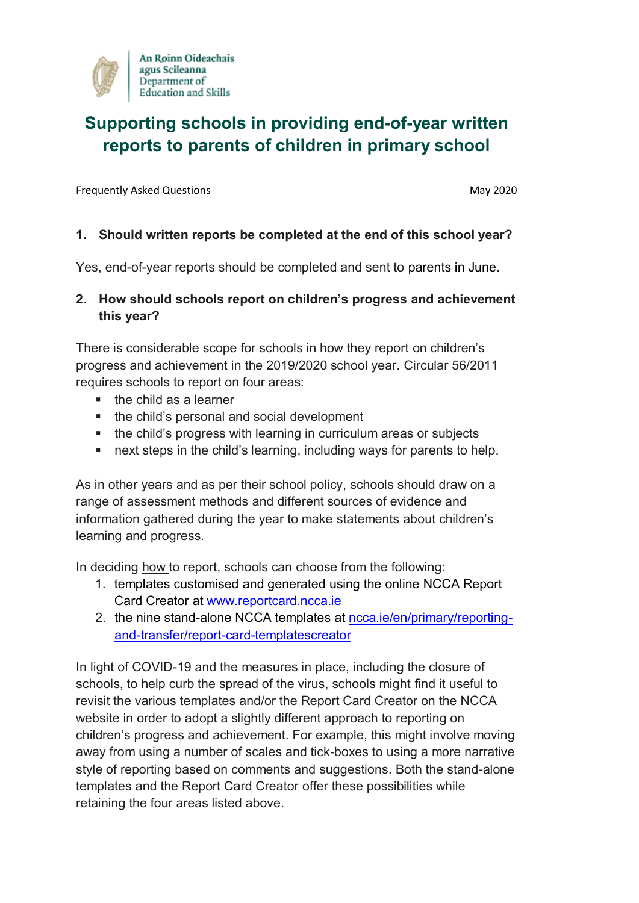An Roinn Oideachais agus Scileanna
Department of Education and Skills

# Supporting schools in providing end-of-year written reports to parents of children in primary school

Frequently Asked Questions

May 2020

## 1. Should written reports be completed at the end of this school year?

Yes, end-of-year reports should be completed and sent to parents in June.

## 2. How should schools report on children's progress and achievement this year?

There is considerable scope for schools in how they report on children's progress and achievement in the 2019/2020 school year. Circular 56/2011 requires schools to report on four areas:

- the child as a learner
- the child's personal and social development
- the child's progress with learning in curriculum areas or subjects
- next steps in the child's learning, including ways for parents to help.

As in other years and as per their school policy, schools should draw on a range of assessment methods and different sources of evidence and information gathered during the year to make statements about children's learning and progress.

In deciding how to report, schools can choose from the following:

1. templates customised and generated using the online NCCA Report Card Creator at [www.reportcard.ncca.ie](www.reportcard.ncca.ie)
2. the nine stand-alone NCCA templates at [ncca.ie/en/primary/reporting-and-transfer/report-card-templatescreator](ncca.ie/en/primary/reporting-and-transfer/report-card-templatescreator)

In light of COVID-19 and the measures in place, including the closure of schools, to help curb the spread of the virus, schools might find it useful to revisit the various templates and/or the Report Card Creator on the NCCA website in order to adopt a slightly different approach to reporting on children's progress and achievement. For example, this might involve moving away from using a number of scales and tick-boxes to using a more narrative style of reporting based on comments and suggestions. Both the stand-alone templates and the Report Card Creator offer these possibilities while retaining the four areas listed above.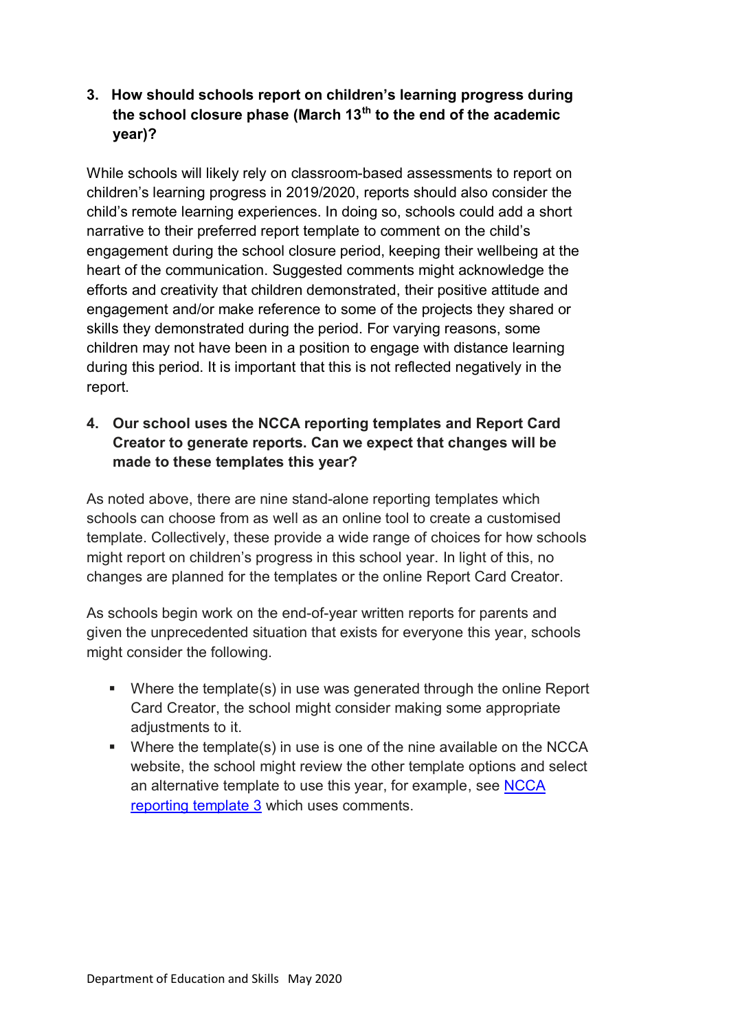### 3. How should schools report on children's learning progress during the school closure phase (March 13th to the end of the academic year)?

While schools will likely rely on classroom-based assessments to report on children's learning progress in 2019/2020, reports should also consider the child's remote learning experiences. In doing so, schools could add a short narrative to their preferred report template to comment on the child's engagement during the school closure period, keeping their wellbeing at the heart of the communication. Suggested comments might acknowledge the efforts and creativity that children demonstrated, their positive attitude and engagement and/or make reference to some of the projects they shared or skills they demonstrated during the period. For varying reasons, some children may not have been in a position to engage with distance learning during this period. It is important that this is not reflected negatively in the report.

### 4. Our school uses the NCCA reporting templates and Report Card Creator to generate reports. Can we expect that changes will be made to these templates this year?

As noted above, there are nine stand-alone reporting templates which schools can choose from as well as an online tool to create a customised template. Collectively, these provide a wide range of choices for how schools might report on children's progress in this school year. In light of this, no changes are planned for the templates or the online Report Card Creator.

As schools begin work on the end-of-year written reports for parents and given the unprecedented situation that exists for everyone this year, schools might consider the following.

- Where the template(s) in use was generated through the online Report Card Creator, the school might consider making some appropriate adjustments to it.
- Where the template(s) in use is one of the nine available on the NCCA website, the school might review the other template options and select an alternative template to use this year, for example, see NCCA reporting template 3 which uses comments.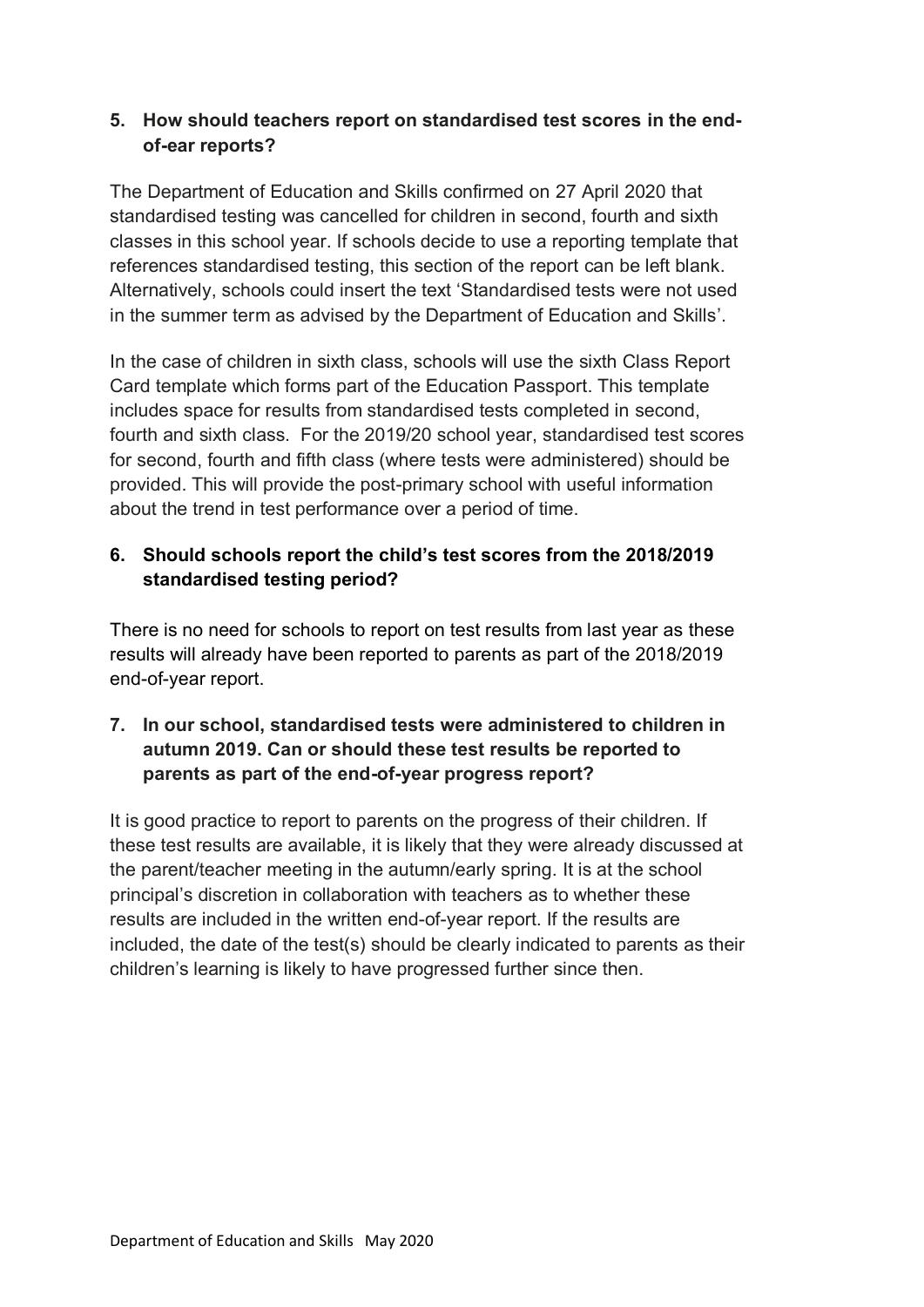**5. How should teachers report on standardised test scores in the end-of-ear reports?**

The Department of Education and Skills confirmed on 27 April 2020 that standardised testing was cancelled for children in second, fourth and sixth classes in this school year. If schools decide to use a reporting template that references standardised testing, this section of the report can be left blank. Alternatively, schools could insert the text 'Standardised tests were not used in the summer term as advised by the Department of Education and Skills'.

In the case of children in sixth class, schools will use the sixth Class Report Card template which forms part of the Education Passport. This template includes space for results from standardised tests completed in second, fourth and sixth class. For the 2019/20 school year, standardised test scores for second, fourth and fifth class (where tests were administered) should be provided. This will provide the post-primary school with useful information about the trend in test performance over a period of time.

**6. Should schools report the child's test scores from the 2018/2019 standardised testing period?**

There is no need for schools to report on test results from last year as these results will already have been reported to parents as part of the 2018/2019 end-of-year report.

**7. In our school, standardised tests were administered to children in autumn 2019. Can or should these test results be reported to parents as part of the end-of-year progress report?**

It is good practice to report to parents on the progress of their children. If these test results are available, it is likely that they were already discussed at the parent/teacher meeting in the autumn/early spring. It is at the school principal's discretion in collaboration with teachers as to whether these results are included in the written end-of-year report. If the results are included, the date of the test(s) should be clearly indicated to parents as their children's learning is likely to have progressed further since then.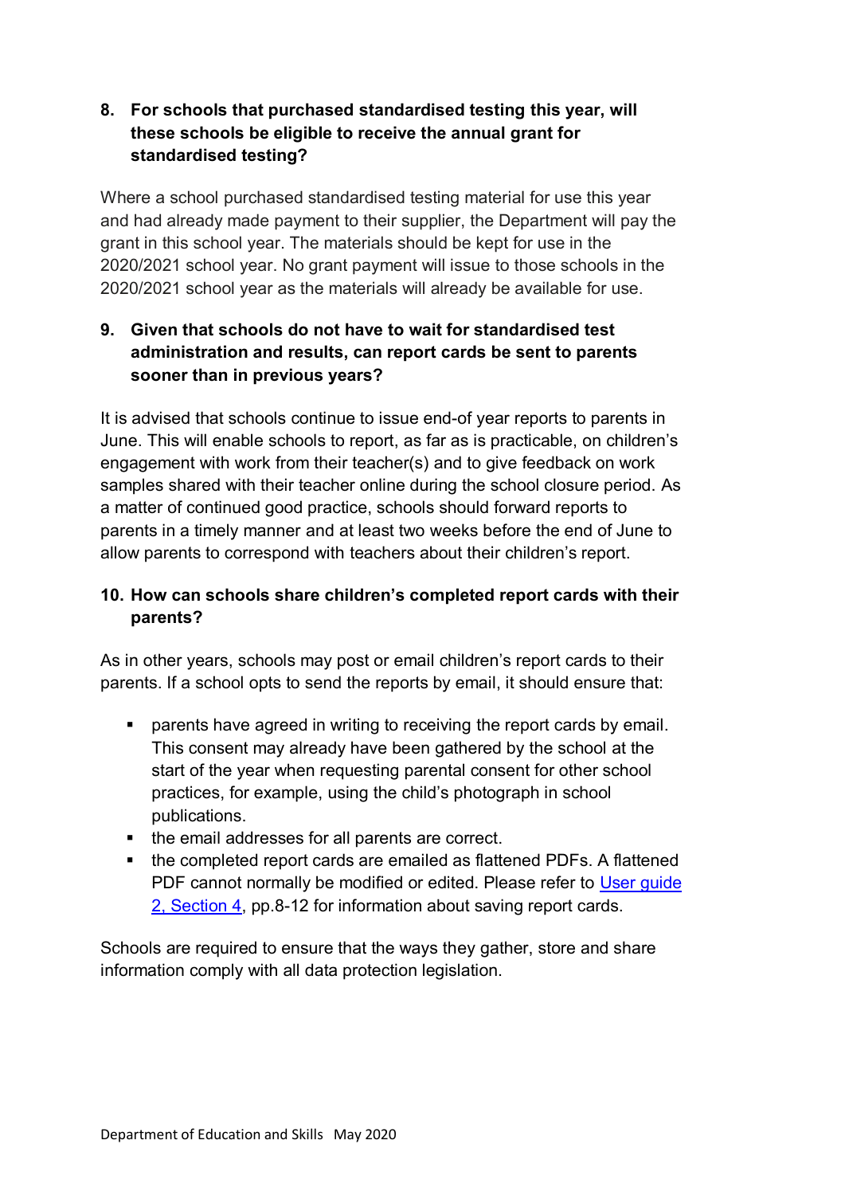**8. For schools that purchased standardised testing this year, will these schools be eligible to receive the annual grant for standardised testing?**

Where a school purchased standardised testing material for use this year and had already made payment to their supplier, the Department will pay the grant in this school year. The materials should be kept for use in the 2020/2021 school year. No grant payment will issue to those schools in the 2020/2021 school year as the materials will already be available for use.

**9. Given that schools do not have to wait for standardised test administration and results, can report cards be sent to parents sooner than in previous years?**

It is advised that schools continue to issue end-of year reports to parents in June. This will enable schools to report, as far as is practicable, on children's engagement with work from their teacher(s) and to give feedback on work samples shared with their teacher online during the school closure period. As a matter of continued good practice, schools should forward reports to parents in a timely manner and at least two weeks before the end of June to allow parents to correspond with teachers about their children's report.

**10. How can schools share children's completed report cards with their parents?**

As in other years, schools may post or email children's report cards to their parents. If a school opts to send the reports by email, it should ensure that:

- parents have agreed in writing to receiving the report cards by email. This consent may already have been gathered by the school at the start of the year when requesting parental consent for other school practices, for example, using the child's photograph in school publications.
- the email addresses for all parents are correct.
- the completed report cards are emailed as flattened PDFs. A flattened PDF cannot normally be modified or edited. Please refer to User guide 2, Section 4, pp.8-12 for information about saving report cards.

Schools are required to ensure that the ways they gather, store and share information comply with all data protection legislation.